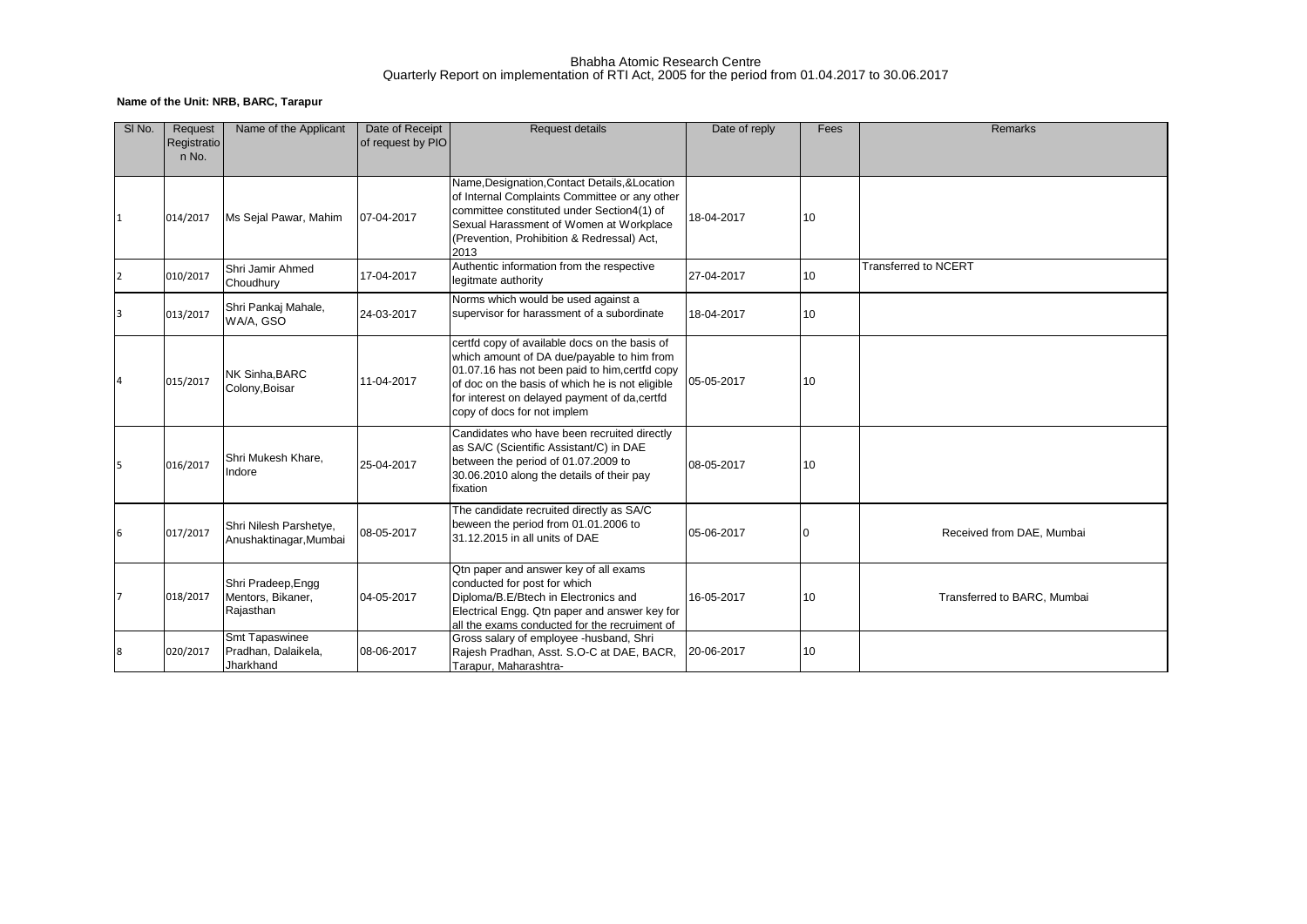# Bhabha Atomic Research Centre

## Quarterly Report on implementation of RTI Act, 2005 for the period from 01.04.2017 to 30.06.2017

**Name of the Unit: NRB, BARC, Tarapur**

| Sl No. | Request Registration No. | Name of the Applicant | Date of Receipt of request by PIO | Request details | Date of reply | Fees | Remarks |
|---|---|---|---|---|---|---|---|
| 1 | 014/2017 | Ms Sejal Pawar, Mahim | 07-04-2017 | Name,Designation,Contact Details,&Location of Internal Complaints Committee or any other committee constituted under Section4(1) of Sexual Harassment of Women at Workplace (Prevention, Prohibition & Redressal) Act, 2013 | 18-04-2017 | 10 | |
| 2 | 010/2017 | Shri Jamir Ahmed Choudhury | 17-04-2017 | Authentic information from the respective legitmate authority | 27-04-2017 | 10 | Transferred to NCERT |
| 3 | 013/2017 | Shri Pankaj Mahale, WA/A, GSO | 24-03-2017 | Norms which would be used against a supervisor for harassment of a subordinate | 18-04-2017 | 10 | |
| 4 | 015/2017 | NK Sinha,BARC Colony,Boisar | 11-04-2017 | certfd copy of available docs on the basis of which amount of DA due/payable to him from 01.07.16 has not been paid to him,certfd copy of doc on the basis of which he is not eligible for interest on delayed payment of da,certfd copy of docs for not implem | 05-05-2017 | 10 | |
| 5 | 016/2017 | Shri Mukesh Khare, Indore | 25-04-2017 | Candidates who have been recruited directly as SA/C (Scientific Assistant/C) in DAE between the period of 01.07.2009 to 30.06.2010 along the details of their pay fixation | 08-05-2017 | 10 | |
| 6 | 017/2017 | Shri Nilesh Parshetye, Anushaktinagar,Mumbai | 08-05-2017 | The candidate recruited directly as SA/C beween the period from 01.01.2006 to 31.12.2015 in all units of DAE | 05-06-2017 | 0 | Received from DAE, Mumbai |
| 7 | 018/2017 | Shri Pradeep,Engg Mentors, Bikaner, Rajasthan | 04-05-2017 | Qtn paper and answer key of all exams conducted for post for which Diploma/B.E/Btech in Electronics and Electrical Engg. Qtn paper and answer key for all the exams conducted for the recruiment of | 16-05-2017 | 10 | Transferred to BARC, Mumbai |
| 8 | 020/2017 | Smt Tapaswinee Pradhan, Dalaikela, Jharkhand | 08-06-2017 | Gross salary of employee -husband, Shri Rajesh Pradhan, Asst. S.O-C at DAE, BACR, Tarapur, Maharashtra- | 20-06-2017 | 10 | |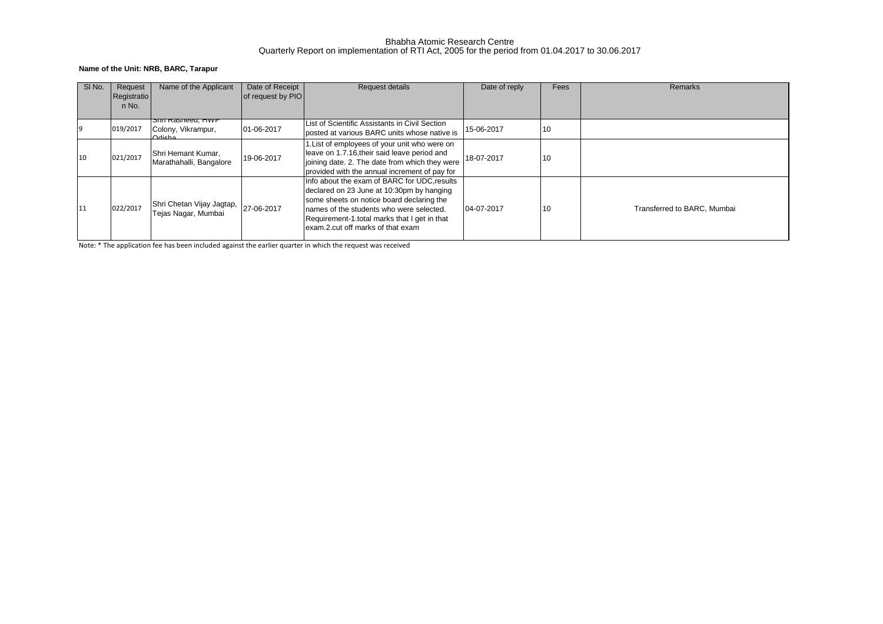Bhabha Atomic Research Centre
Quarterly Report on implementation of RTI Act, 2005 for the period from 01.04.2017 to 30.06.2017

**Name of the Unit: NRB, BARC, Tarapur**

| Sl No. | Request Registration No. | Name of the Applicant | Date of Receipt of request by PIO | Request details | Date of reply | Fees | Remarks |
|---|---|---|---|---|---|---|---|
| 9 | 019/2017 | Shri Rasheed, HWP Colony, Vikrampur, Odisha | 01-06-2017 | List of Scientific Assistants in Civil Section posted at various BARC units whose native is | 15-06-2017 | 10 | |
| 10 | 021/2017 | Shri Hemant Kumar, Marathahalli, Bangalore | 19-06-2017 | 1.List of employees of your unit who were on leave on 1.7.16,their said leave period and joining date. 2. The date from which they were provided with the annual increment of pay for | 18-07-2017 | 10 | |
| 11 | 022/2017 | Shri Chetan Vijay Jagtap, Tejas Nagar, Mumbai | 27-06-2017 | Info about the exam of BARC for UDC,results declared on 23 June at 10:30pm by hanging some sheets on notice board declaring the names of the students who were selected. Requirement-1.total marks that I get in that exam.2.cut off marks of that exam | 04-07-2017 | 10 | Transferred to BARC, Mumbai |

Note: * The application fee has been included against the earlier quarter in which the request was received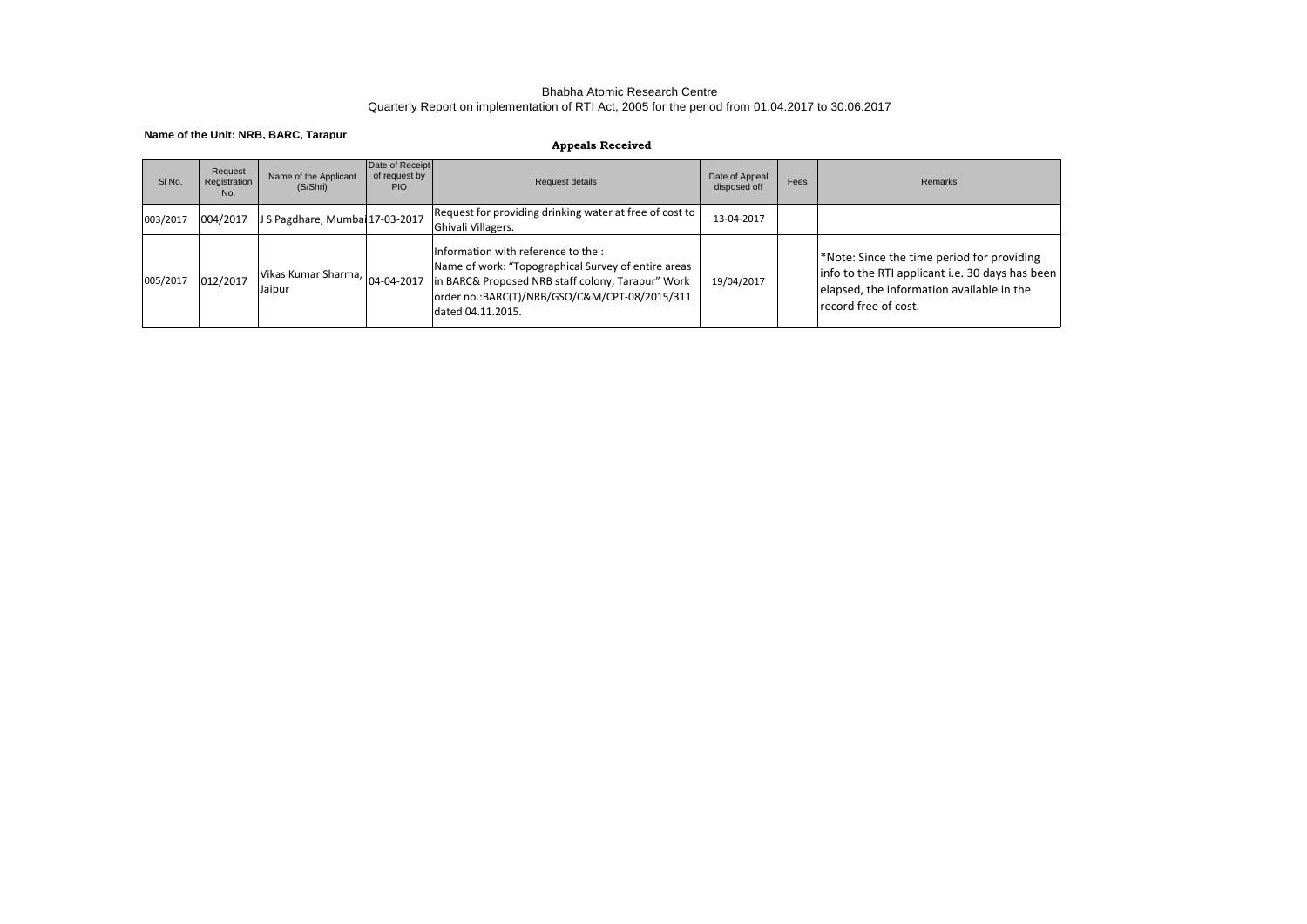Bhabha Atomic Research Centre
Quarterly Report on implementation of RTI Act, 2005 for the period from 01.04.2017 to 30.06.2017

**Name of the Unit: NRB, BARC, Tarapur**

**Appeals Received**

| Sl No. | Request Registration No. | Name of the Applicant (S/Shri) | Date of Receipt of request by PIO | Request details | Date of Appeal disposed off | Fees | Remarks |
|---|---|---|---|---|---|---|---|
| 003/2017 | 004/2017 | J S Pagdhare, Mumbai | 17-03-2017 | Request for providing drinking water at free of cost to Ghivali Villagers. | 13-04-2017 | | |
| 005/2017 | 012/2017 | Vikas Kumar Sharma, Jaipur | 04-04-2017 | Information with reference to the : Name of work: "Topographical Survey of entire areas in BARC& Proposed NRB staff colony, Tarapur" Work order no.:BARC(T)/NRB/GSO/C&M/CPT-08/2015/311 dated 04.11.2015. | 19/04/2017 | | *Note: Since the time period for providing info to the RTI applicant i.e. 30 days has been elapsed, the information available in the record free of cost. |